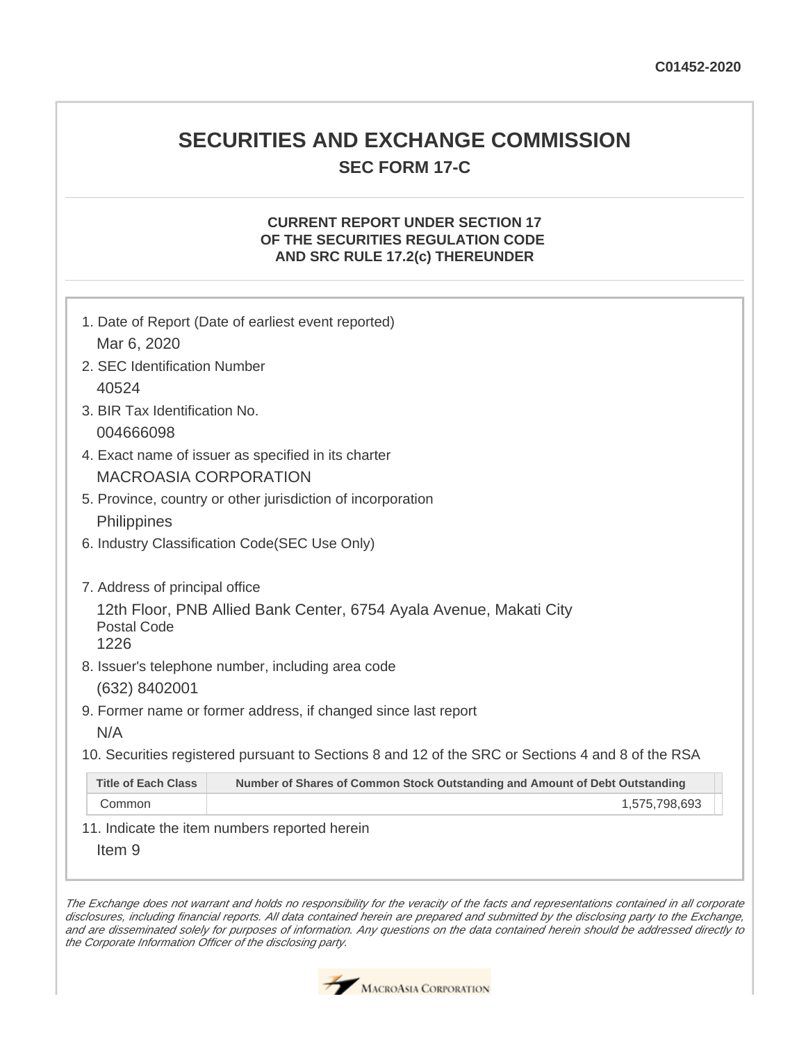C01452-2020

# SECURITIES AND EXCHANGE COMMISSION

## SEC FORM 17-C

### CURRENT REPORT UNDER SECTION 17 OF THE SECURITIES REGULATION CODE AND SRC RULE 17.2(c) THEREUNDER

1. Date of Report (Date of earliest event reported)

   Mar 6, 2020

2. SEC Identification Number

   40524

3. BIR Tax Identification No.

   004666098

4. Exact name of issuer as specified in its charter

   MACROASIA CORPORATION

5. Province, country or other jurisdiction of incorporation

   Philippines

6. Industry Classification Code(SEC Use Only)

7. Address of principal office

   12th Floor, PNB Allied Bank Center, 6754 Ayala Avenue, Makati City
   Postal Code
   1226

8. Issuer's telephone number, including area code

   (632) 8402001

9. Former name or former address, if changed since last report

   N/A

10. Securities registered pursuant to Sections 8 and 12 of the SRC or Sections 4 and 8 of the RSA

| Title of Each Class | Number of Shares of Common Stock Outstanding and Amount of Debt Outstanding |
|---|---|
| Common | 1,575,798,693 |

11. Indicate the item numbers reported herein

    Item 9

*The Exchange does not warrant and holds no responsibility for the veracity of the facts and representations contained in all corporate disclosures, including financial reports. All data contained herein are prepared and submitted by the disclosing party to the Exchange, and are disseminated solely for purposes of information. Any questions on the data contained herein should be addressed directly to the Corporate Information Officer of the disclosing party.*

MacroAsia Corporation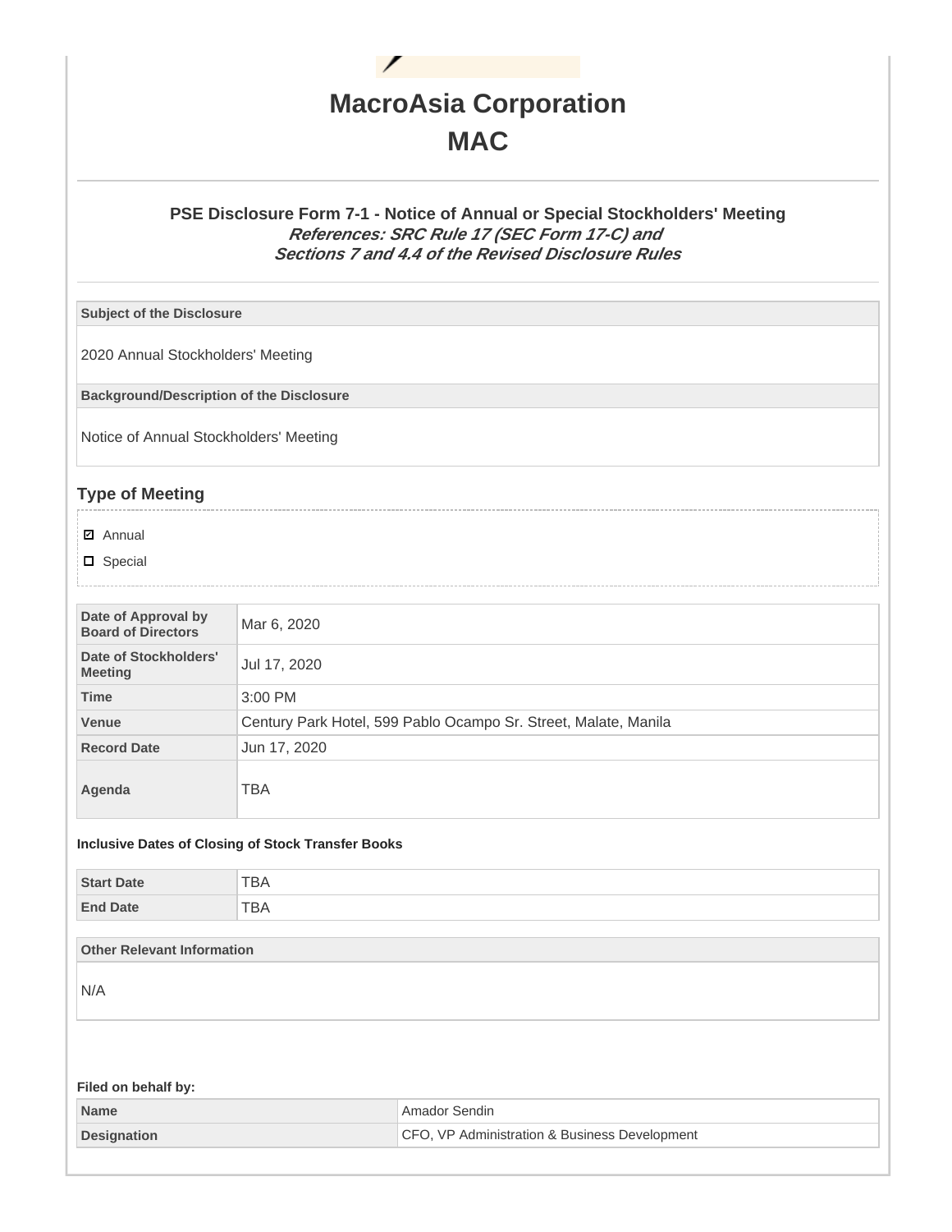# MacroAsia Corporation

# MAC

### PSE Disclosure Form 7-1 - Notice of Annual or Special Stockholders' Meeting

***References: SRC Rule 17 (SEC Form 17-C) and***
***Sections 7 and 4.4 of the Revised Disclosure Rules***

| Subject of the Disclosure |
|---|
| 2020 Annual Stockholders' Meeting |

| Background/Description of the Disclosure |
|---|
| Notice of Annual Stockholders' Meeting |

## Type of Meeting

- [x] Annual
- [ ] Special

| | |
|---|---|
| **Date of Approval by Board of Directors** | Mar 6, 2020 |
| **Date of Stockholders' Meeting** | Jul 17, 2020 |
| **Time** | 3:00 PM |
| **Venue** | Century Park Hotel, 599 Pablo Ocampo Sr. Street, Malate, Manila |
| **Record Date** | Jun 17, 2020 |
| **Agenda** | TBA |

**Inclusive Dates of Closing of Stock Transfer Books**

| | |
|---|---|
| **Start Date** | TBA |
| **End Date** | TBA |

| Other Relevant Information |
|---|
| N/A |

**Filed on behalf by:**

| | |
|---|---|
| **Name** | Amador Sendin |
| **Designation** | CFO, VP Administration & Business Development |